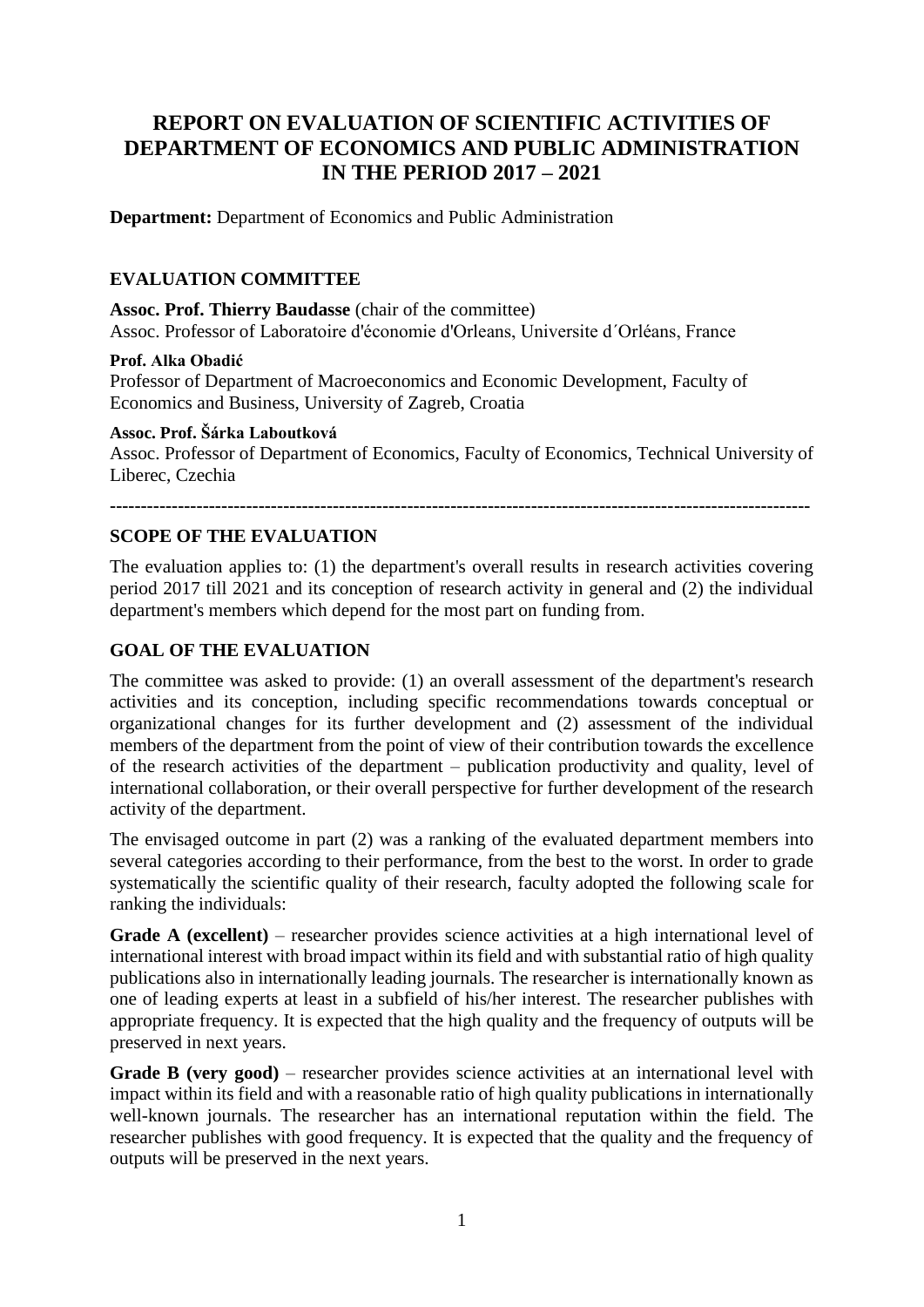# REPORT ON EVALUATION OF SCIENTIFIC ACTIVITIES OF DEPARTMENT OF ECONOMICS AND PUBLIC ADMINISTRATION IN THE PERIOD 2017 – 2021

**Department:** Department of Economics and Public Administration

## EVALUATION COMMITTEE

**Assoc. Prof. Thierry Baudasse** (chair of the committee)
Assoc. Professor of Laboratoire d'économie d'Orleans, Universite d´Orléans, France

**Prof. Alka Obadić**
Professor of Department of Macroeconomics and Economic Development, Faculty of Economics and Business, University of Zagreb, Croatia

**Assoc. Prof. Šárka Laboutková**
Assoc. Professor of Department of Economics, Faculty of Economics, Technical University of Liberec, Czechia

---

## SCOPE OF THE EVALUATION

The evaluation applies to: (1) the department's overall results in research activities covering period 2017 till 2021 and its conception of research activity in general and (2) the individual department's members which depend for the most part on funding from.

## GOAL OF THE EVALUATION

The committee was asked to provide: (1) an overall assessment of the department's research activities and its conception, including specific recommendations towards conceptual or organizational changes for its further development and (2) assessment of the individual members of the department from the point of view of their contribution towards the excellence of the research activities of the department – publication productivity and quality, level of international collaboration, or their overall perspective for further development of the research activity of the department.

The envisaged outcome in part (2) was a ranking of the evaluated department members into several categories according to their performance, from the best to the worst. In order to grade systematically the scientific quality of their research, faculty adopted the following scale for ranking the individuals:

**Grade A (excellent)** – researcher provides science activities at a high international level of international interest with broad impact within its field and with substantial ratio of high quality publications also in internationally leading journals. The researcher is internationally known as one of leading experts at least in a subfield of his/her interest. The researcher publishes with appropriate frequency. It is expected that the high quality and the frequency of outputs will be preserved in next years.

**Grade B (very good)** – researcher provides science activities at an international level with impact within its field and with a reasonable ratio of high quality publications in internationally well-known journals. The researcher has an international reputation within the field. The researcher publishes with good frequency. It is expected that the quality and the frequency of outputs will be preserved in the next years.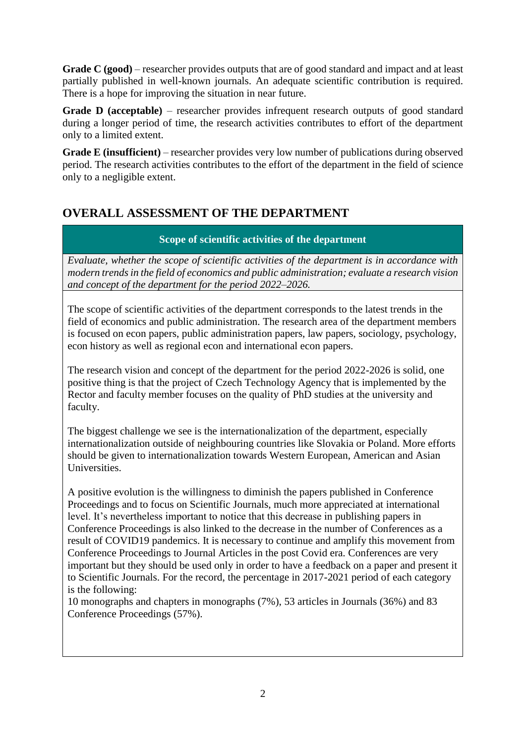**Grade C (good)** – researcher provides outputs that are of good standard and impact and at least partially published in well-known journals. An adequate scientific contribution is required. There is a hope for improving the situation in near future.

**Grade D (acceptable)** – researcher provides infrequent research outputs of good standard during a longer period of time, the research activities contributes to effort of the department only to a limited extent.

**Grade E (insufficient)** – researcher provides very low number of publications during observed period. The research activities contributes to the effort of the department in the field of science only to a negligible extent.

## OVERALL ASSESSMENT OF THE DEPARTMENT

| **Scope of scientific activities of the department** |
|---|
| *Evaluate, whether the scope of scientific activities of the department is in accordance with modern trends in the field of economics and public administration; evaluate a research vision and concept of the department for the period 2022–2026.* |
| The scope of scientific activities of the department corresponds to the latest trends in the field of economics and public administration. The research area of the department members is focused on econ papers, public administration papers, law papers, sociology, psychology, econ history as well as regional econ and international econ papers.<br><br>The research vision and concept of the department for the period 2022-2026 is solid, one positive thing is that the project of Czech Technology Agency that is implemented by the Rector and faculty member focuses on the quality of PhD studies at the university and faculty.<br><br>The biggest challenge we see is the internationalization of the department, especially internationalization outside of neighbouring countries like Slovakia or Poland. More efforts should be given to internationalization towards Western European, American and Asian Universities.<br><br>A positive evolution is the willingness to diminish the papers published in Conference Proceedings and to focus on Scientific Journals, much more appreciated at international level. It's nevertheless important to notice that this decrease in publishing papers in Conference Proceedings is also linked to the decrease in the number of Conferences as a result of COVID19 pandemics. It is necessary to continue and amplify this movement from Conference Proceedings to Journal Articles in the post Covid era. Conferences are very important but they should be used only in order to have a feedback on a paper and present it to Scientific Journals. For the record, the percentage in 2017-2021 period of each category is the following:<br>10 monographs and chapters in monographs (7%), 53 articles in Journals (36%) and 83 Conference Proceedings (57%). |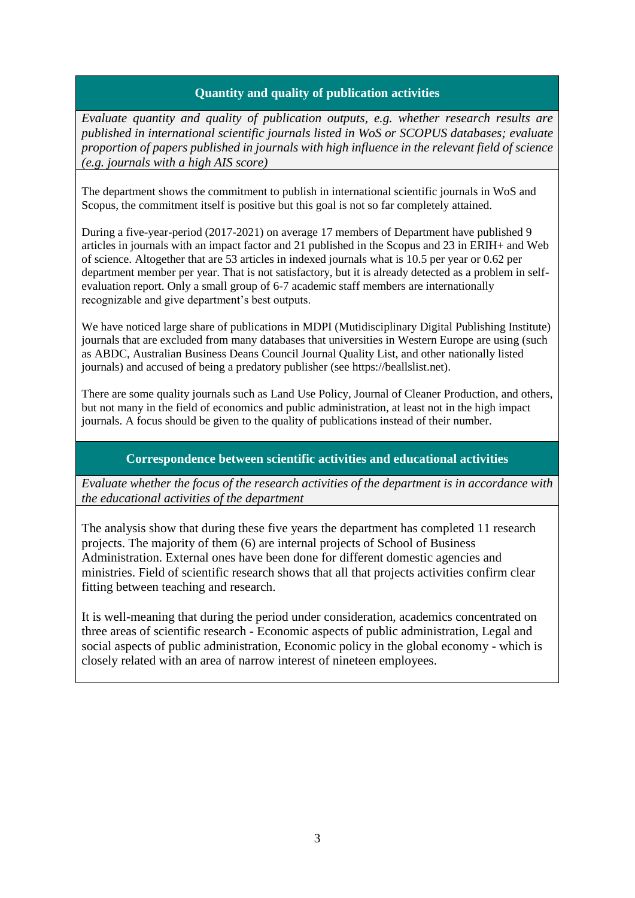## Quantity and quality of publication activities

*Evaluate quantity and quality of publication outputs, e.g. whether research results are published in international scientific journals listed in WoS or SCOPUS databases; evaluate proportion of papers published in journals with high influence in the relevant field of science (e.g. journals with a high AIS score)*

The department shows the commitment to publish in international scientific journals in WoS and Scopus, the commitment itself is positive but this goal is not so far completely attained.

During a five-year-period (2017-2021) on average 17 members of Department have published 9 articles in journals with an impact factor and 21 published in the Scopus and 23 in ERIH+ and Web of science. Altogether that are 53 articles in indexed journals what is 10.5 per year or 0.62 per department member per year. That is not satisfactory, but it is already detected as a problem in self-evaluation report. Only a small group of 6-7 academic staff members are internationally recognizable and give department's best outputs.

We have noticed large share of publications in MDPI (Mutidisciplinary Digital Publishing Institute) journals that are excluded from many databases that universities in Western Europe are using (such as ABDC, Australian Business Deans Council Journal Quality List, and other nationally listed journals) and accused of being a predatory publisher (see https://beallslist.net).

There are some quality journals such as Land Use Policy, Journal of Cleaner Production, and others, but not many in the field of economics and public administration, at least not in the high impact journals. A focus should be given to the quality of publications instead of their number.

## Correspondence between scientific activities and educational activities

*Evaluate whether the focus of the research activities of the department is in accordance with the educational activities of the department*

The analysis show that during these five years the department has completed 11 research projects. The majority of them (6) are internal projects of School of Business Administration. External ones have been done for different domestic agencies and ministries. Field of scientific research shows that all that projects activities confirm clear fitting between teaching and research.

It is well-meaning that during the period under consideration, academics concentrated on three areas of scientific research - Economic aspects of public administration, Legal and social aspects of public administration, Economic policy in the global economy - which is closely related with an area of narrow interest of nineteen employees.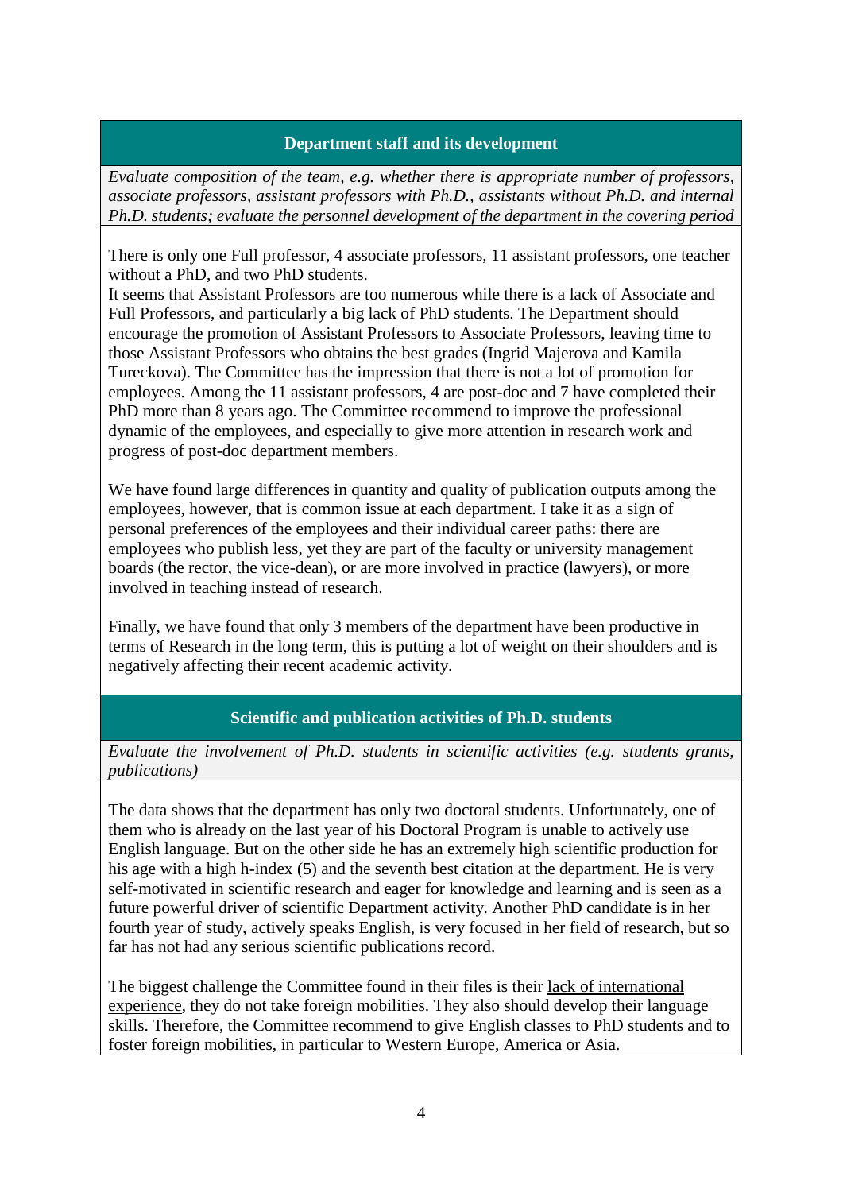## Department staff and its development

*Evaluate composition of the team, e.g. whether there is appropriate number of professors, associate professors, assistant professors with Ph.D., assistants without Ph.D. and internal Ph.D. students; evaluate the personnel development of the department in the covering period*

There is only one Full professor, 4 associate professors, 11 assistant professors, one teacher without a PhD, and two PhD students.
It seems that Assistant Professors are too numerous while there is a lack of Associate and Full Professors, and particularly a big lack of PhD students. The Department should encourage the promotion of Assistant Professors to Associate Professors, leaving time to those Assistant Professors who obtains the best grades (Ingrid Majerova and Kamila Tureckova). The Committee has the impression that there is not a lot of promotion for employees. Among the 11 assistant professors, 4 are post-doc and 7 have completed their PhD more than 8 years ago. The Committee recommend to improve the professional dynamic of the employees, and especially to give more attention in research work and progress of post-doc department members.

We have found large differences in quantity and quality of publication outputs among the employees, however, that is common issue at each department. I take it as a sign of personal preferences of the employees and their individual career paths: there are employees who publish less, yet they are part of the faculty or university management boards (the rector, the vice-dean), or are more involved in practice (lawyers), or more involved in teaching instead of research.

Finally, we have found that only 3 members of the department have been productive in terms of Research in the long term, this is putting a lot of weight on their shoulders and is negatively affecting their recent academic activity.

## Scientific and publication activities of Ph.D. students

*Evaluate the involvement of Ph.D. students in scientific activities (e.g. students grants, publications)*

The data shows that the department has only two doctoral students. Unfortunately, one of them who is already on the last year of his Doctoral Program is unable to actively use English language. But on the other side he has an extremely high scientific production for his age with a high h-index (5) and the seventh best citation at the department. He is very self-motivated in scientific research and eager for knowledge and learning and is seen as a future powerful driver of scientific Department activity. Another PhD candidate is in her fourth year of study, actively speaks English, is very focused in her field of research, but so far has not had any serious scientific publications record.

The biggest challenge the Committee found in their files is their lack of international experience, they do not take foreign mobilities. They also should develop their language skills. Therefore, the Committee recommend to give English classes to PhD students and to foster foreign mobilities, in particular to Western Europe, America or Asia.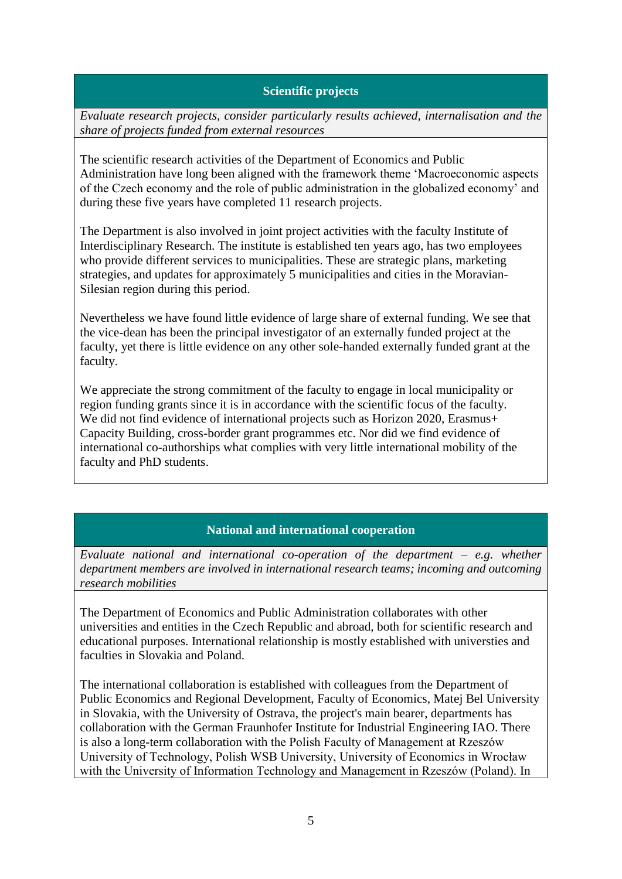## Scientific projects

*Evaluate research projects, consider particularly results achieved, internalisation and the share of projects funded from external resources*

The scientific research activities of the Department of Economics and Public Administration have long been aligned with the framework theme 'Macroeconomic aspects of the Czech economy and the role of public administration in the globalized economy' and during these five years have completed 11 research projects.

The Department is also involved in joint project activities with the faculty Institute of Interdisciplinary Research. The institute is established ten years ago, has two employees who provide different services to municipalities. These are strategic plans, marketing strategies, and updates for approximately 5 municipalities and cities in the Moravian-Silesian region during this period.

Nevertheless we have found little evidence of large share of external funding. We see that the vice-dean has been the principal investigator of an externally funded project at the faculty, yet there is little evidence on any other sole-handed externally funded grant at the faculty.

We appreciate the strong commitment of the faculty to engage in local municipality or region funding grants since it is in accordance with the scientific focus of the faculty. We did not find evidence of international projects such as Horizon 2020, Erasmus+ Capacity Building, cross-border grant programmes etc. Nor did we find evidence of international co-authorships what complies with very little international mobility of the faculty and PhD students.

## National and international cooperation

*Evaluate national and international co-operation of the department – e.g. whether department members are involved in international research teams; incoming and outcoming research mobilities*

The Department of Economics and Public Administration collaborates with other universities and entities in the Czech Republic and abroad, both for scientific research and educational purposes. International relationship is mostly established with universties and faculties in Slovakia and Poland.

The international collaboration is established with colleagues from the Department of Public Economics and Regional Development, Faculty of Economics, Matej Bel University in Slovakia, with the University of Ostrava, the project's main bearer, departments has collaboration with the German Fraunhofer Institute for Industrial Engineering IAO. There is also a long-term collaboration with the Polish Faculty of Management at Rzeszów University of Technology, Polish WSB University, University of Economics in Wrocław with the University of Information Technology and Management in Rzeszów (Poland). In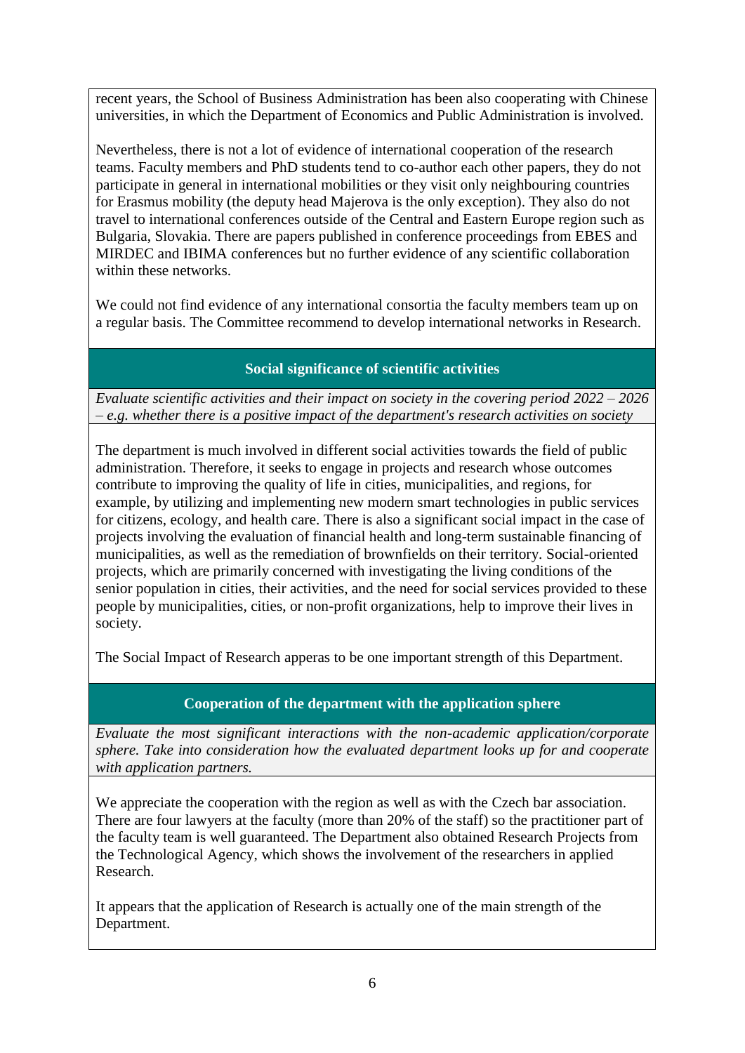recent years, the School of Business Administration has been also cooperating with Chinese universities, in which the Department of Economics and Public Administration is involved.

Nevertheless, there is not a lot of evidence of international cooperation of the research teams. Faculty members and PhD students tend to co-author each other papers, they do not participate in general in international mobilities or they visit only neighbouring countries for Erasmus mobility (the deputy head Majerova is the only exception). They also do not travel to international conferences outside of the Central and Eastern Europe region such as Bulgaria, Slovakia. There are papers published in conference proceedings from EBES and MIRDEC and IBIMA conferences but no further evidence of any scientific collaboration within these networks.

We could not find evidence of any international consortia the faculty members team up on a regular basis. The Committee recommend to develop international networks in Research.

## Social significance of scientific activities

*Evaluate scientific activities and their impact on society in the covering period 2022 – 2026 – e.g. whether there is a positive impact of the department's research activities on society*

The department is much involved in different social activities towards the field of public administration. Therefore, it seeks to engage in projects and research whose outcomes contribute to improving the quality of life in cities, municipalities, and regions, for example, by utilizing and implementing new modern smart technologies in public services for citizens, ecology, and health care. There is also a significant social impact in the case of projects involving the evaluation of financial health and long-term sustainable financing of municipalities, as well as the remediation of brownfields on their territory. Social-oriented projects, which are primarily concerned with investigating the living conditions of the senior population in cities, their activities, and the need for social services provided to these people by municipalities, cities, or non-profit organizations, help to improve their lives in society.

The Social Impact of Research apperas to be one important strength of this Department.

## Cooperation of the department with the application sphere

*Evaluate the most significant interactions with the non-academic application/corporate sphere. Take into consideration how the evaluated department looks up for and cooperate with application partners.*

We appreciate the cooperation with the region as well as with the Czech bar association. There are four lawyers at the faculty (more than 20% of the staff) so the practitioner part of the faculty team is well guaranteed. The Department also obtained Research Projects from the Technological Agency, which shows the involvement of the researchers in applied Research.

It appears that the application of Research is actually one of the main strength of the Department.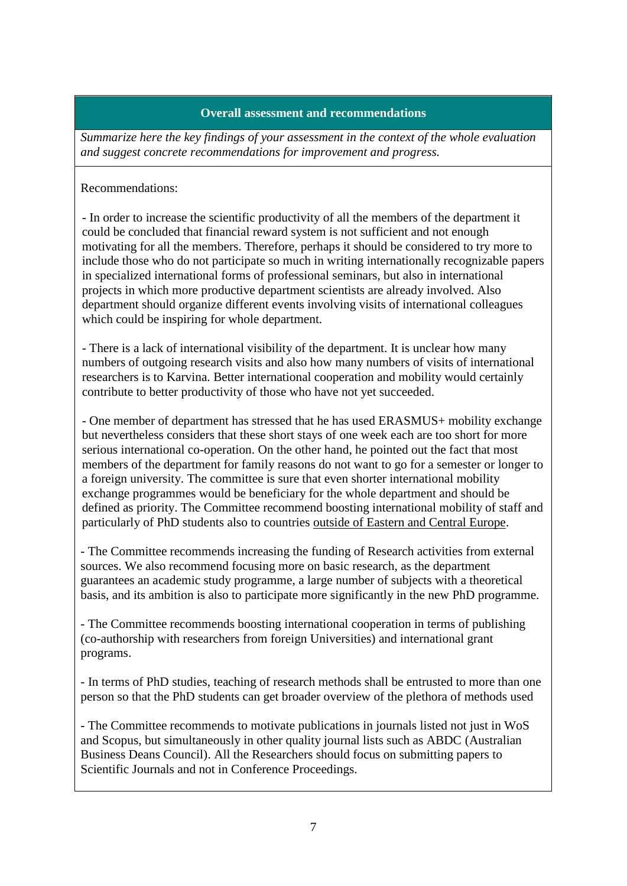## Overall assessment and recommendations

*Summarize here the key findings of your assessment in the context of the whole evaluation and suggest concrete recommendations for improvement and progress.*

Recommendations:

- In order to increase the scientific productivity of all the members of the department it could be concluded that financial reward system is not sufficient and not enough motivating for all the members. Therefore, perhaps it should be considered to try more to include those who do not participate so much in writing internationally recognizable papers in specialized international forms of professional seminars, but also in international projects in which more productive department scientists are already involved. Also department should organize different events involving visits of international colleagues which could be inspiring for whole department.

- There is a lack of international visibility of the department. It is unclear how many numbers of outgoing research visits and also how many numbers of visits of international researchers is to Karvina. Better international cooperation and mobility would certainly contribute to better productivity of those who have not yet succeeded.

- One member of department has stressed that he has used ERASMUS+ mobility exchange but nevertheless considers that these short stays of one week each are too short for more serious international co-operation. On the other hand, he pointed out the fact that most members of the department for family reasons do not want to go for a semester or longer to a foreign university. The committee is sure that even shorter international mobility exchange programmes would be beneficiary for the whole department and should be defined as priority. The Committee recommend boosting international mobility of staff and particularly of PhD students also to countries <u>outside of Eastern and Central Europe</u>.

- The Committee recommends increasing the funding of Research activities from external sources. We also recommend focusing more on basic research, as the department guarantees an academic study programme, a large number of subjects with a theoretical basis, and its ambition is also to participate more significantly in the new PhD programme.

- The Committee recommends boosting international cooperation in terms of publishing (co-authorship with researchers from foreign Universities) and international grant programs.

- In terms of PhD studies, teaching of research methods shall be entrusted to more than one person so that the PhD students can get broader overview of the plethora of methods used

- The Committee recommends to motivate publications in journals listed not just in WoS and Scopus, but simultaneously in other quality journal lists such as ABDC (Australian Business Deans Council). All the Researchers should focus on submitting papers to Scientific Journals and not in Conference Proceedings.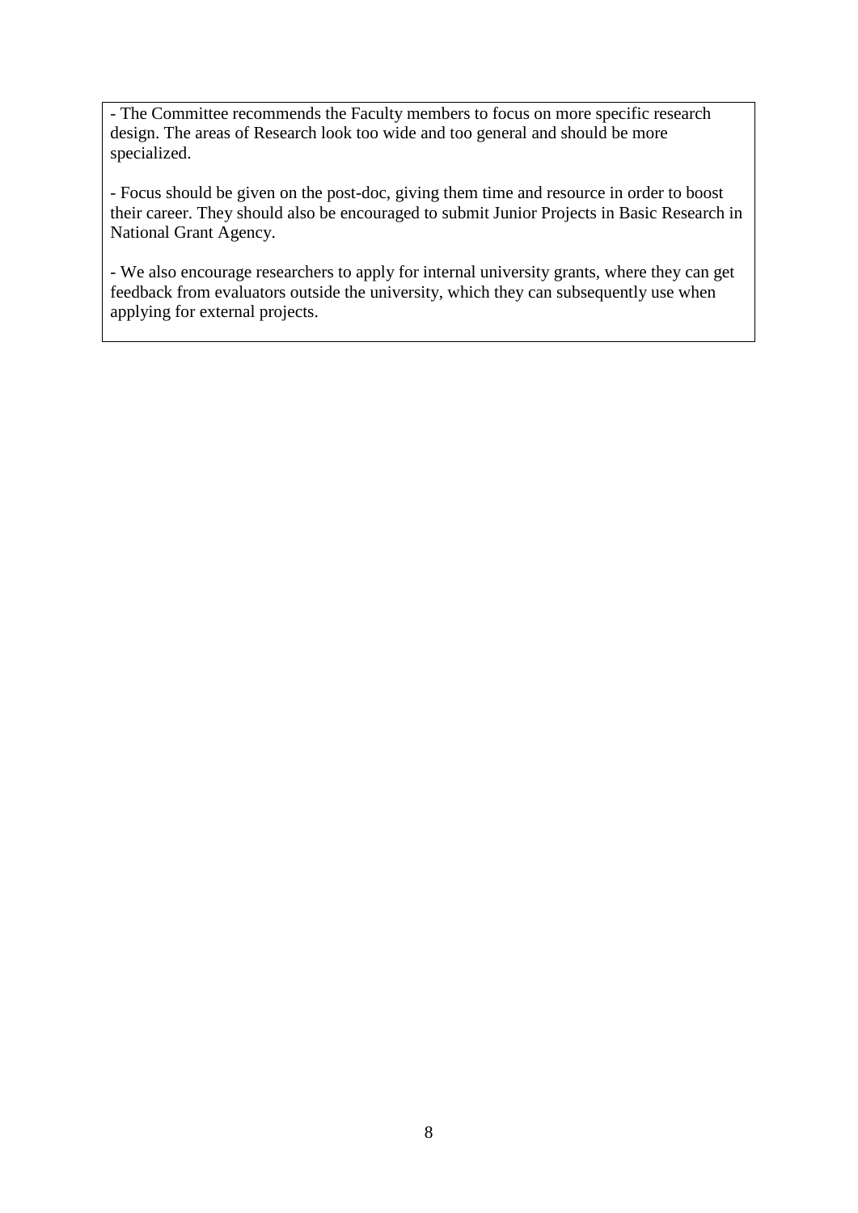- The Committee recommends the Faculty members to focus on more specific research design. The areas of Research look too wide and too general and should be more specialized.

- Focus should be given on the post-doc, giving them time and resource in order to boost their career. They should also be encouraged to submit Junior Projects in Basic Research in National Grant Agency.

- We also encourage researchers to apply for internal university grants, where they can get feedback from evaluators outside the university, which they can subsequently use when applying for external projects.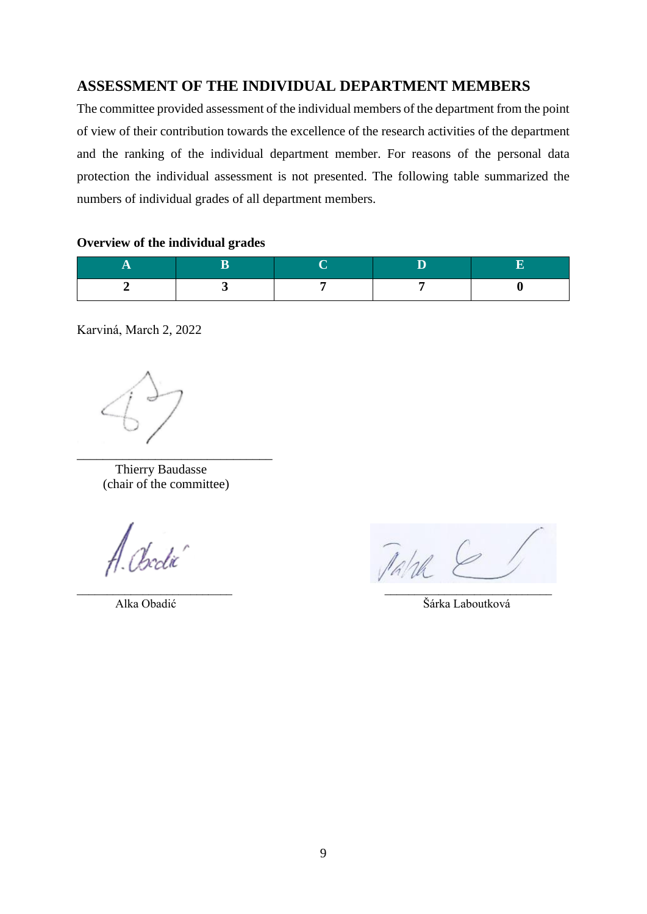## ASSESSMENT OF THE INDIVIDUAL DEPARTMENT MEMBERS

The committee provided assessment of the individual members of the department from the point of view of their contribution towards the excellence of the research activities of the department and the ranking of the individual department member. For reasons of the personal data protection the individual assessment is not presented. The following table summarized the numbers of individual grades of all department members.

**Overview of the individual grades**

| A | B | C | D | E |
|---|---|---|---|---|
| **2** | **3** | **7** | **7** | **0** |

Karviná, March 2, 2022

\_\_\_\_\_\_\_\_\_\_\_\_\_\_\_\_\_\_\_\_\_\_\_\_\_\_\_\_\_\_\_\_

Thierry Baudasse
(chair of the committee)

\_\_\_\_\_\_\_\_\_\_\_\_\_\_\_\_\_\_\_\_\_\_\_\_\_\_

Alka Obadić

\_\_\_\_\_\_\_\_\_\_\_\_\_\_\_\_\_\_\_\_\_\_\_\_\_\_\_\_

Šárka Laboutková